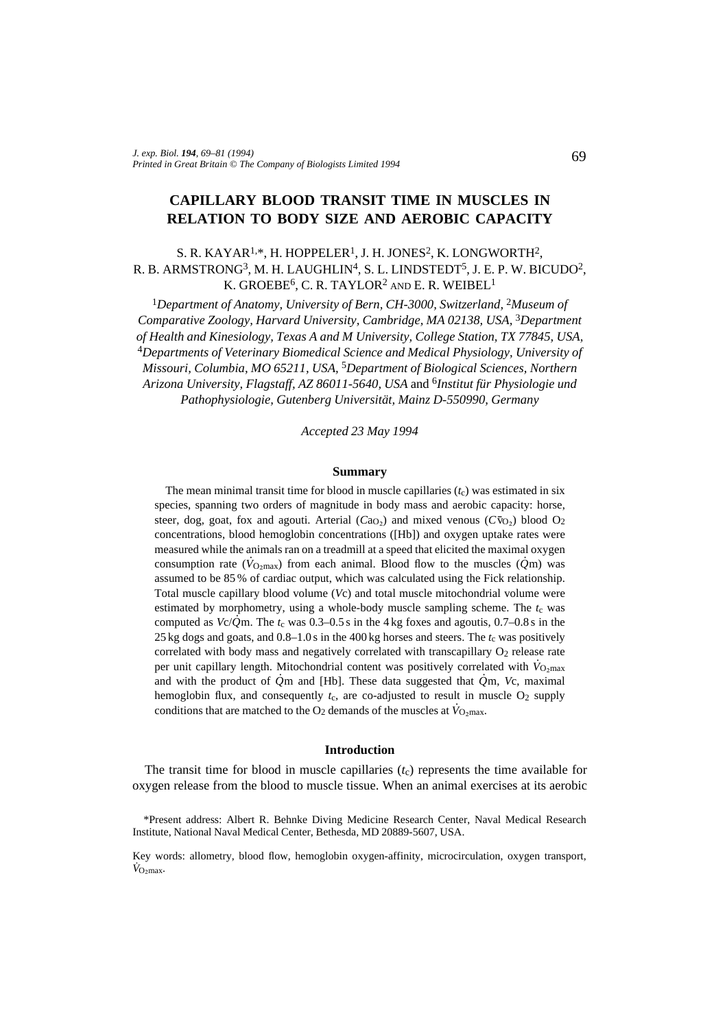# CAPILLARY BLOOD TRANSIT TIME IN MUSCLES IN RELATION TO BODY SIZE AND AEROBIC CAPACITY

S. R. KAYAR[1,*], H. HOPPELER[1], J. H. JONES[2], K. LONGWORTH[2], R. B. ARMSTRONG[3], M. H. LAUGHLIN[4], S. L. LINDSTEDT[5], J. E. P. W. BICUDO[2], K. GROEBE[6], C. R. TAYLOR[2] AND E. R. WEIBEL[1]

[1]*Department of Anatomy, University of Bern, CH-3000, Switzerland,* [2]*Museum of Comparative Zoology, Harvard University, Cambridge, MA 02138, USA,* [3]*Department of Health and Kinesiology, Texas A and M University, College Station, TX 77845, USA,* [4]*Departments of Veterinary Biomedical Science and Medical Physiology, University of Missouri, Columbia, MO 65211, USA,* [5]*Department of Biological Sciences, Northern Arizona University, Flagstaff, AZ 86011-5640, USA* and [6]*Institut für Physiologie und Pathophysiologie, Gutenberg Universität, Mainz D-550990, Germany*

*Accepted 23 May 1994*

## Summary

The mean minimal transit time for blood in muscle capillaries ($t_c$) was estimated in six species, spanning two orders of magnitude in body mass and aerobic capacity: horse, steer, dog, goat, fox and agouti. Arterial ($Ca_{O_2}$) and mixed venous ($C\bar{v}_{O_2}$) blood $O_2$ concentrations, blood hemoglobin concentrations ([Hb]) and oxygen uptake rates were measured while the animals ran on a treadmill at a speed that elicited the maximal oxygen consumption rate ($\dot{V}_{O_2max}$) from each animal. Blood flow to the muscles ($\dot{Q}$m) was assumed to be 85 % of cardiac output, which was calculated using the Fick relationship. Total muscle capillary blood volume ($V$c) and total muscle mitochondrial volume were estimated by morphometry, using a whole-body muscle sampling scheme. The $t_c$ was computed as $V$c/$\dot{Q}$m. The $t_c$ was 0.3–0.5 s in the 4 kg foxes and agoutis, 0.7–0.8 s in the 25 kg dogs and goats, and 0.8–1.0 s in the 400 kg horses and steers. The $t_c$ was positively correlated with body mass and negatively correlated with transcapillary $O_2$ release rate per unit capillary length. Mitochondrial content was positively correlated with $\dot{V}_{O_2max}$ and with the product of $\dot{Q}$m and [Hb]. These data suggested that $\dot{Q}$m, $V$c, maximal hemoglobin flux, and consequently $t_c$, are co-adjusted to result in muscle $O_2$ supply conditions that are matched to the $O_2$ demands of the muscles at $\dot{V}_{O_2max}$.

## Introduction

The transit time for blood in muscle capillaries ($t_c$) represents the time available for oxygen release from the blood to muscle tissue. When an animal exercises at its aerobic

*Present address: Albert R. Behnke Diving Medicine Research Center, Naval Medical Research Institute, National Naval Medical Center, Bethesda, MD 20889-5607, USA.

Key words: allometry, blood flow, hemoglobin oxygen-affinity, microcirculation, oxygen transport, $\dot{V}_{O_2max}$.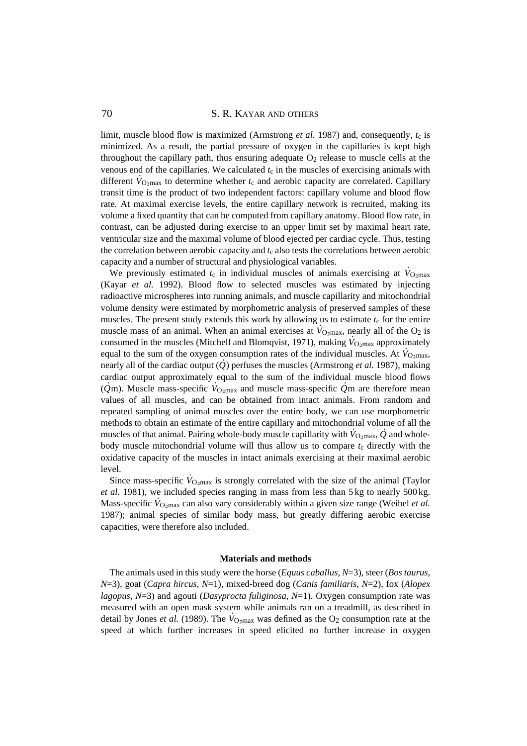limit, muscle blood flow is maximized (Armstrong *et al.* 1987) and, consequently, $t_c$ is minimized. As a result, the partial pressure of oxygen in the capillaries is kept high throughout the capillary path, thus ensuring adequate $O_2$ release to muscle cells at the venous end of the capillaries. We calculated $t_c$ in the muscles of exercising animals with different $\dot{V}_{O_2max}$ to determine whether $t_c$ and aerobic capacity are correlated. Capillary transit time is the product of two independent factors: capillary volume and blood flow rate. At maximal exercise levels, the entire capillary network is recruited, making its volume a fixed quantity that can be computed from capillary anatomy. Blood flow rate, in contrast, can be adjusted during exercise to an upper limit set by maximal heart rate, ventricular size and the maximal volume of blood ejected per cardiac cycle. Thus, testing the correlation between aerobic capacity and $t_c$ also tests the correlations between aerobic capacity and a number of structural and physiological variables.

We previously estimated $t_c$ in individual muscles of animals exercising at $\dot{V}_{O_2max}$ (Kayar *et al.* 1992). Blood flow to selected muscles was estimated by injecting radioactive microspheres into running animals, and muscle capillarity and mitochondrial volume density were estimated by morphometric analysis of preserved samples of these muscles. The present study extends this work by allowing us to estimate $t_c$ for the entire muscle mass of an animal. When an animal exercises at $\dot{V}_{O_2max}$, nearly all of the $O_2$ is consumed in the muscles (Mitchell and Blomqvist, 1971), making $\dot{V}_{O_2max}$ approximately equal to the sum of the oxygen consumption rates of the individual muscles. At $\dot{V}_{O_2max}$, nearly all of the cardiac output ($\dot{Q}$) perfuses the muscles (Armstrong *et al.* 1987), making cardiac output approximately equal to the sum of the individual muscle blood flows ($\dot{Q}$m). Muscle mass-specific $\dot{V}_{O_2max}$ and muscle mass-specific $\dot{Q}$m are therefore mean values of all muscles, and can be obtained from intact animals. From random and repeated sampling of animal muscles over the entire body, we can use morphometric methods to obtain an estimate of the entire capillary and mitochondrial volume of all the muscles of that animal. Pairing whole-body muscle capillarity with $\dot{V}_{O_2max}$, $\dot{Q}$ and whole-body muscle mitochondrial volume will thus allow us to compare $t_c$ directly with the oxidative capacity of the muscles in intact animals exercising at their maximal aerobic level.

Since mass-specific $\dot{V}_{O_2max}$ is strongly correlated with the size of the animal (Taylor *et al.* 1981), we included species ranging in mass from less than 5 kg to nearly 500 kg. Mass-specific $\dot{V}_{O_2max}$ can also vary considerably within a given size range (Weibel *et al.* 1987); animal species of similar body mass, but greatly differing aerobic exercise capacities, were therefore also included.

## Materials and methods

The animals used in this study were the horse (*Equus caballus*, $N$=3), steer (*Bos taurus*, $N$=3), goat (*Capra hircus*, $N$=1), mixed-breed dog (*Canis familiaris*, $N$=2), fox (*Alopex lagopus*, $N$=3) and agouti (*Dasyprocta fuliginosa*, $N$=1). Oxygen consumption rate was measured with an open mask system while animals ran on a treadmill, as described in detail by Jones *et al.* (1989). The $\dot{V}_{O_2max}$ was defined as the $O_2$ consumption rate at the speed at which further increases in speed elicited no further increase in oxygen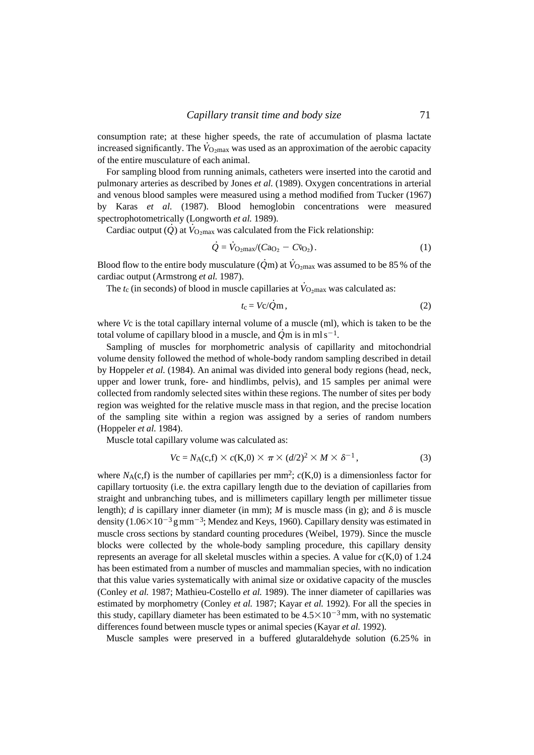consumption rate; at these higher speeds, the rate of accumulation of plasma lactate increased significantly. The $\dot{V}_{O_2max}$ was used as an approximation of the aerobic capacity of the entire musculature of each animal.

For sampling blood from running animals, catheters were inserted into the carotid and pulmonary arteries as described by Jones *et al.* (1989). Oxygen concentrations in arterial and venous blood samples were measured using a method modified from Tucker (1967) by Karas *et al.* (1987). Blood hemoglobin concentrations were measured spectrophotometrically (Longworth *et al.* 1989).

Cardiac output ($\dot{Q}$) at $\dot{V}_{O_2max}$ was calculated from the Fick relationship:

$$\dot{Q} = \dot{V}_{O_2max}/(Ca_{O_2} - C\bar{v}_{O_2})\,. \tag{1}$$

Blood flow to the entire body musculature ($\dot{Q}$m) at $\dot{V}_{O_2max}$ was assumed to be 85 % of the cardiac output (Armstrong *et al.* 1987).

The $t_c$ (in seconds) of blood in muscle capillaries at $\dot{V}_{O_2max}$ was calculated as:

$$t_c = Vc/\dot{Q}m\,, \tag{2}$$

where $Vc$ is the total capillary internal volume of a muscle (ml), which is taken to be the total volume of capillary blood in a muscle, and $\dot{Q}$m is in ml s$^{-1}$.

Sampling of muscles for morphometric analysis of capillarity and mitochondrial volume density followed the method of whole-body random sampling described in detail by Hoppeler *et al.* (1984). An animal was divided into general body regions (head, neck, upper and lower trunk, fore- and hindlimbs, pelvis), and 15 samples per animal were collected from randomly selected sites within these regions. The number of sites per body region was weighted for the relative muscle mass in that region, and the precise location of the sampling site within a region was assigned by a series of random numbers (Hoppeler *et al.* 1984).

Muscle total capillary volume was calculated as:

$$Vc = N_A(c,f) \times c(K,0) \times \pi \times (d/2)^2 \times M \times \delta^{-1}\,, \tag{3}$$

where $N_A(c,f)$ is the number of capillaries per mm$^2$; $c(K,0)$ is a dimensionless factor for capillary tortuosity (i.e. the extra capillary length due to the deviation of capillaries from straight and unbranching tubes, and is millimeters capillary length per millimeter tissue length); $d$ is capillary inner diameter (in mm); $M$ is muscle mass (in g); and $\delta$ is muscle density ($1.06\times10^{-3}$ g mm$^{-3}$; Mendez and Keys, 1960). Capillary density was estimated in muscle cross sections by standard counting procedures (Weibel, 1979). Since the muscle blocks were collected by the whole-body sampling procedure, this capillary density represents an average for all skeletal muscles within a species. A value for $c(K,0)$ of 1.24 has been estimated from a number of muscles and mammalian species, with no indication that this value varies systematically with animal size or oxidative capacity of the muscles (Conley *et al.* 1987; Mathieu-Costello *et al.* 1989). The inner diameter of capillaries was estimated by morphometry (Conley *et al.* 1987; Kayar *et al.* 1992). For all the species in this study, capillary diameter has been estimated to be $4.5\times10^{-3}$ mm, with no systematic differences found between muscle types or animal species (Kayar *et al.* 1992).

Muscle samples were preserved in a buffered glutaraldehyde solution (6.25 % in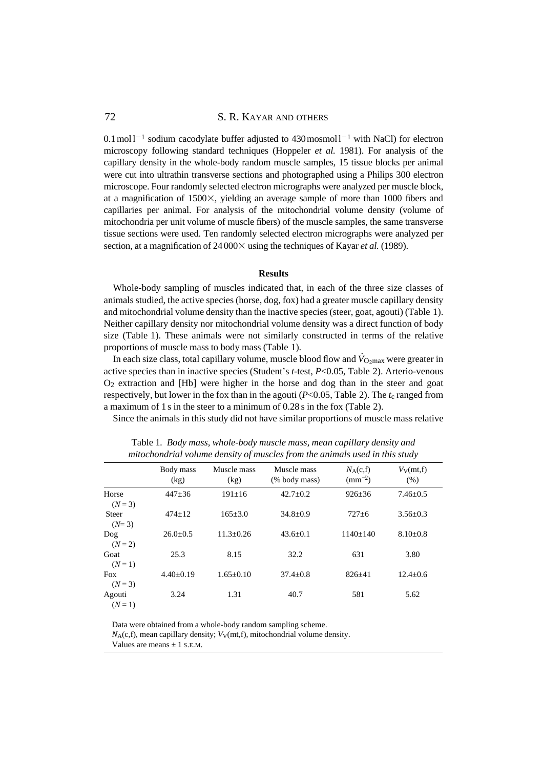0.1 mol l$^{-1}$ sodium cacodylate buffer adjusted to 430 mosmol l$^{-1}$ with NaCl) for electron microscopy following standard techniques (Hoppeler *et al.* 1981). For analysis of the capillary density in the whole-body random muscle samples, 15 tissue blocks per animal were cut into ultrathin transverse sections and photographed using a Philips 300 electron microscope. Four randomly selected electron micrographs were analyzed per muscle block, at a magnification of 1500×, yielding an average sample of more than 1000 fibers and capillaries per animal. For analysis of the mitochondrial volume density (volume of mitochondria per unit volume of muscle fibers) of the muscle samples, the same transverse tissue sections were used. Ten randomly selected electron micrographs were analyzed per section, at a magnification of 24 000× using the techniques of Kayar *et al.* (1989).

## Results

Whole-body sampling of muscles indicated that, in each of the three size classes of animals studied, the active species (horse, dog, fox) had a greater muscle capillary density and mitochondrial volume density than the inactive species (steer, goat, agouti) (Table 1). Neither capillary density nor mitochondrial volume density was a direct function of body size (Table 1). These animals were not similarly constructed in terms of the relative proportions of muscle mass to body mass (Table 1).

In each size class, total capillary volume, muscle blood flow and $\dot{V}_{O_2max}$ were greater in active species than in inactive species (Student's *t*-test, $P<0.05$, Table 2). Arterio-venous $O_2$ extraction and [Hb] were higher in the horse and dog than in the steer and goat respectively, but lower in the fox than in the agouti ($P<0.05$, Table 2). The $t_c$ ranged from a maximum of 1 s in the steer to a minimum of 0.28 s in the fox (Table 2).

Since the animals in this study did not have similar proportions of muscle mass relative

Table 1. *Body mass, whole-body muscle mass, mean capillary density and mitochondrial volume density of muscles from the animals used in this study*

| | Body mass (kg) | Muscle mass (kg) | Muscle mass (% body mass) | $N_A(c,f)$ (mm$^{-2}$) | $V_V(mt,f)$ (%) |
|---|---|---|---|---|---|
| Horse ($N=3$) | 447±36 | 191±16 | 42.7±0.2 | 926±36 | 7.46±0.5 |
| Steer ($N=3$) | 474±12 | 165±3.0 | 34.8±0.9 | 727±6 | 3.56±0.3 |
| Dog ($N=2$) | 26.0±0.5 | 11.3±0.26 | 43.6±0.1 | 1140±140 | 8.10±0.8 |
| Goat ($N=1$) | 25.3 | 8.15 | 32.2 | 631 | 3.80 |
| Fox ($N=3$) | 4.40±0.19 | 1.65±0.10 | 37.4±0.8 | 826±41 | 12.4±0.6 |
| Agouti ($N=1$) | 3.24 | 1.31 | 40.7 | 581 | 5.62 |

Data were obtained from a whole-body random sampling scheme.
$N_A(c,f)$, mean capillary density; $V_V(mt,f)$, mitochondrial volume density.
Values are means ± 1 S.E.M.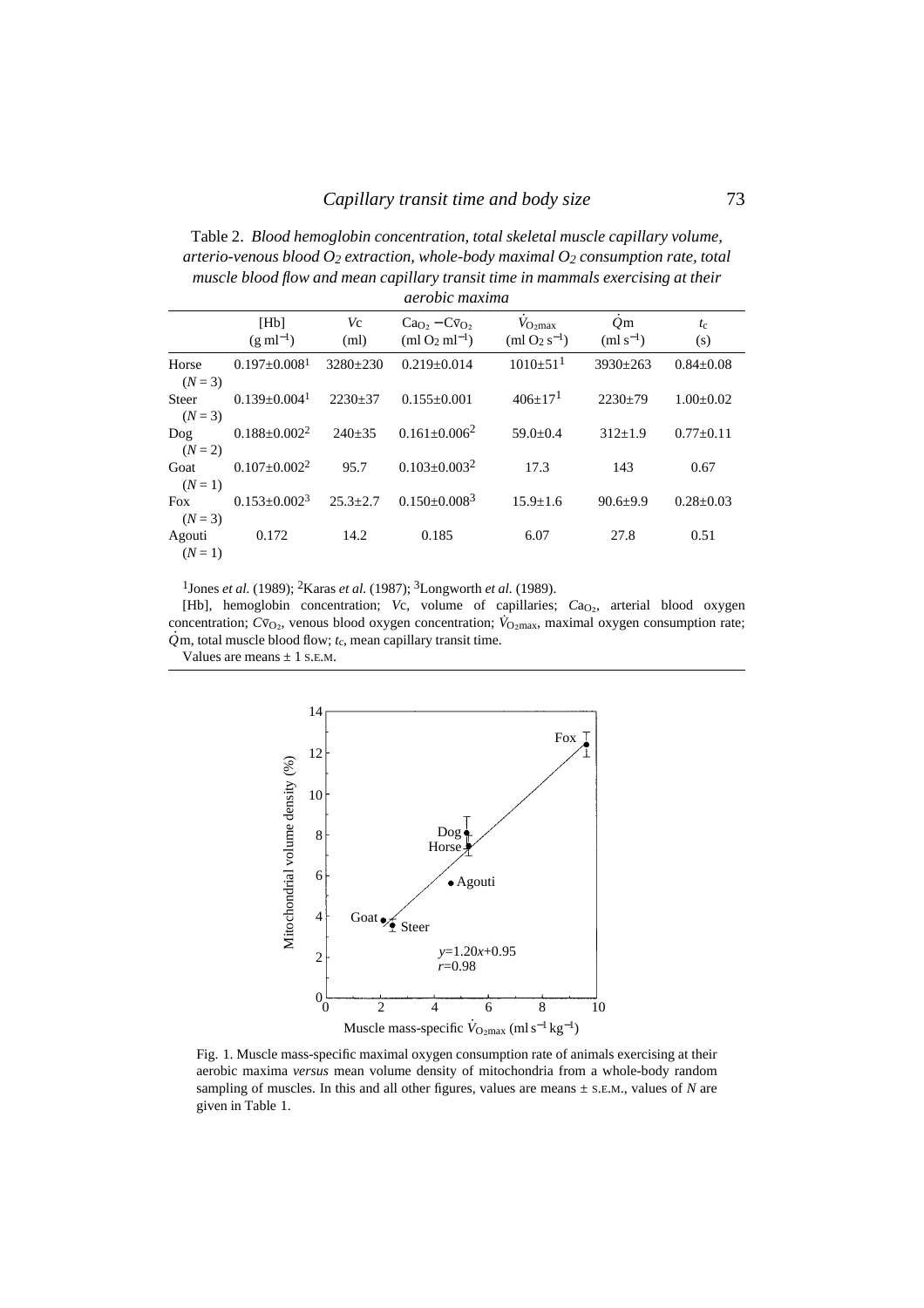Table 2. *Blood hemoglobin concentration, total skeletal muscle capillary volume, arterio-venous blood $O_2$ extraction, whole-body maximal $O_2$ consumption rate, total muscle blood flow and mean capillary transit time in mammals exercising at their aerobic maxima*

| | [Hb] ($g\,ml^{-1}$) | $V$c (ml) | $Ca_{O_2} - C\bar{v}_{O_2}$ ($ml\,O_2\,ml^{-1}$) | $\dot{V}_{O_2max}$ ($ml\,O_2\,s^{-1}$) | $\dot{Q}$m ($ml\,s^{-1}$) | $t_c$ (s) |
|---|---|---|---|---|---|---|
| Horse ($N=3$) | 0.197±0.008[1] | 3280±230 | 0.219±0.014 | 1010±51[1] | 3930±263 | 0.84±0.08 |
| Steer ($N=3$) | 0.139±0.004[1] | 2230±37 | 0.155±0.001 | 406±17[1] | 2230±79 | 1.00±0.02 |
| Dog ($N=2$) | 0.188±0.002[2] | 240±35 | 0.161±0.006[2] | 59.0±0.4 | 312±1.9 | 0.77±0.11 |
| Goat ($N=1$) | 0.107±0.002[2] | 95.7 | 0.103±0.003[2] | 17.3 | 143 | 0.67 |
| Fox ($N=3$) | 0.153±0.002[3] | 25.3±2.7 | 0.150±0.008[3] | 15.9±1.6 | 90.6±9.9 | 0.28±0.03 |
| Agouti ($N=1$) | 0.172 | 14.2 | 0.185 | 6.07 | 27.8 | 0.51 |

[1]Jones *et al.* (1989); [2]Karas *et al.* (1987); [3]Longworth *et al.* (1989).

[Hb], hemoglobin concentration; $V$c, volume of capillaries; $Ca_{O_2}$, arterial blood oxygen concentration; $C\bar{v}_{O_2}$, venous blood oxygen concentration; $\dot{V}_{O_2max}$, maximal oxygen consumption rate; $\dot{Q}$m, total muscle blood flow; $t_c$, mean capillary transit time.

Values are means ± 1 S.E.M.

Fig. 1. Muscle mass-specific maximal oxygen consumption rate of animals exercising at their aerobic maxima *versus* mean volume density of mitochondria from a whole-body random sampling of muscles. In this and all other figures, values are means ± S.E.M., values of $N$ are given in Table 1.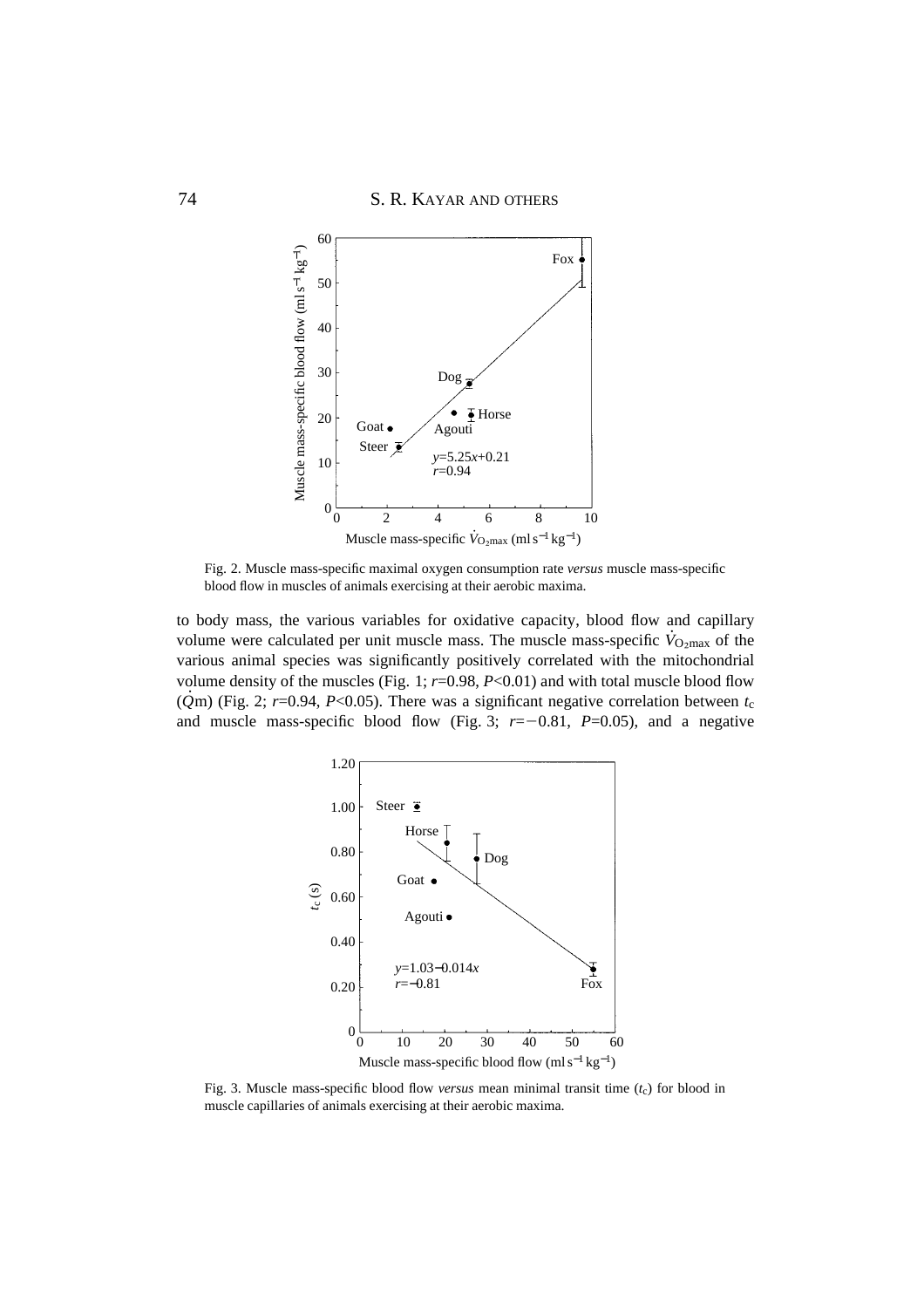Fig. 2. Muscle mass-specific maximal oxygen consumption rate *versus* muscle mass-specific blood flow in muscles of animals exercising at their aerobic maxima.

to body mass, the various variables for oxidative capacity, blood flow and capillary volume were calculated per unit muscle mass. The muscle mass-specific $\dot{V}_{O_2max}$ of the various animal species was significantly positively correlated with the mitochondrial volume density of the muscles (Fig. 1; $r$=0.98, $P$<0.01) and with total muscle blood flow ($\dot{Q}$m) (Fig. 2; $r$=0.94, $P$<0.05). There was a significant negative correlation between $t_c$ and muscle mass-specific blood flow (Fig. 3; $r$=−0.81, $P$=0.05), and a negative

Fig. 3. Muscle mass-specific blood flow *versus* mean minimal transit time ($t_c$) for blood in muscle capillaries of animals exercising at their aerobic maxima.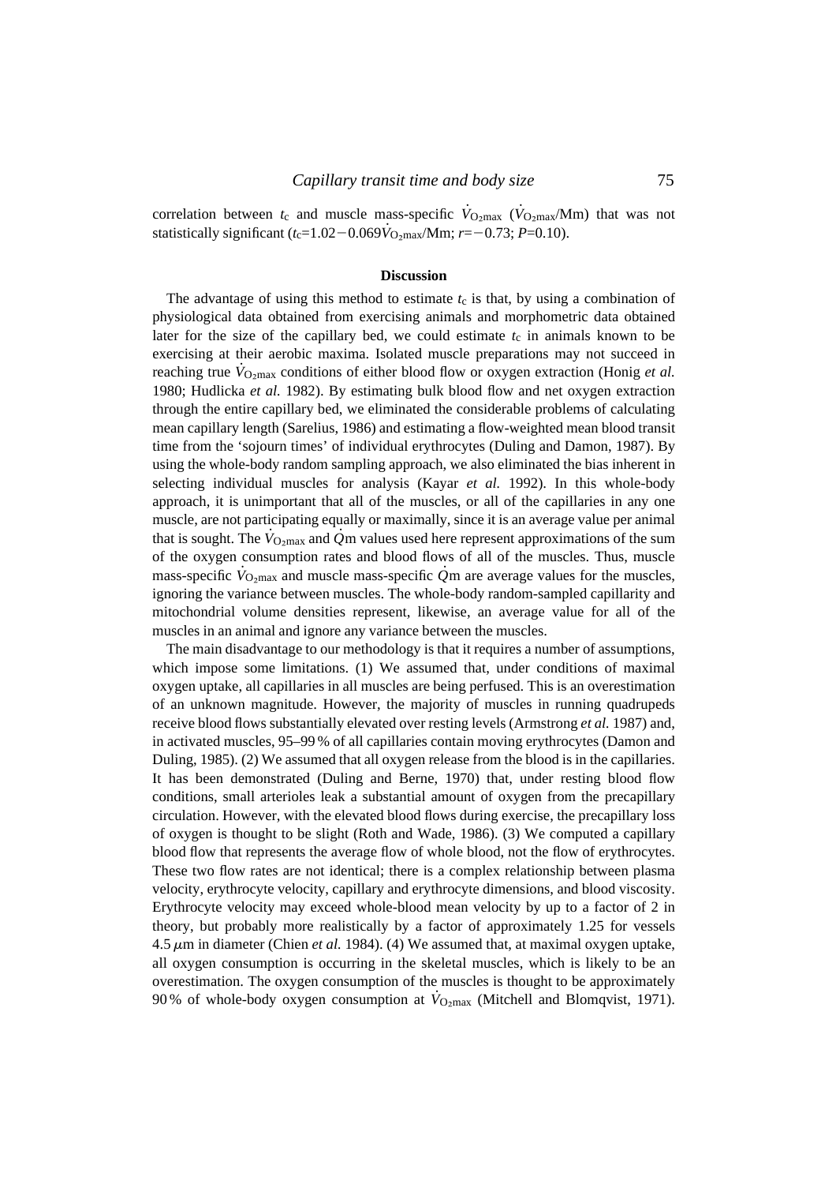correlation between $t_c$ and muscle mass-specific $\dot{V}_{O_2max}$ ($\dot{V}_{O_2max}$/Mm) that was not statistically significant ($t_c$=1.02−0.069$\dot{V}_{O_2max}$/Mm; $r$=−0.73; $P$=0.10).

## Discussion

The advantage of using this method to estimate $t_c$ is that, by using a combination of physiological data obtained from exercising animals and morphometric data obtained later for the size of the capillary bed, we could estimate $t_c$ in animals known to be exercising at their aerobic maxima. Isolated muscle preparations may not succeed in reaching true $\dot{V}_{O_2max}$ conditions of either blood flow or oxygen extraction (Honig *et al.* 1980; Hudlicka *et al.* 1982). By estimating bulk blood flow and net oxygen extraction through the entire capillary bed, we eliminated the considerable problems of calculating mean capillary length (Sarelius, 1986) and estimating a flow-weighted mean blood transit time from the 'sojourn times' of individual erythrocytes (Duling and Damon, 1987). By using the whole-body random sampling approach, we also eliminated the bias inherent in selecting individual muscles for analysis (Kayar *et al.* 1992). In this whole-body approach, it is unimportant that all of the muscles, or all of the capillaries in any one muscle, are not participating equally or maximally, since it is an average value per animal that is sought. The $\dot{V}_{O_2max}$ and $\dot{Q}$m values used here represent approximations of the sum of the oxygen consumption rates and blood flows of all of the muscles. Thus, muscle mass-specific $\dot{V}_{O_2max}$ and muscle mass-specific $\dot{Q}$m are average values for the muscles, ignoring the variance between muscles. The whole-body random-sampled capillarity and mitochondrial volume densities represent, likewise, an average value for all of the muscles in an animal and ignore any variance between the muscles.

The main disadvantage to our methodology is that it requires a number of assumptions, which impose some limitations. (1) We assumed that, under conditions of maximal oxygen uptake, all capillaries in all muscles are being perfused. This is an overestimation of an unknown magnitude. However, the majority of muscles in running quadrupeds receive blood flows substantially elevated over resting levels (Armstrong *et al.* 1987) and, in activated muscles, 95–99 % of all capillaries contain moving erythrocytes (Damon and Duling, 1985). (2) We assumed that all oxygen release from the blood is in the capillaries. It has been demonstrated (Duling and Berne, 1970) that, under resting blood flow conditions, small arterioles leak a substantial amount of oxygen from the precapillary circulation. However, with the elevated blood flows during exercise, the precapillary loss of oxygen is thought to be slight (Roth and Wade, 1986). (3) We computed a capillary blood flow that represents the average flow of whole blood, not the flow of erythrocytes. These two flow rates are not identical; there is a complex relationship between plasma velocity, erythrocyte velocity, capillary and erythrocyte dimensions, and blood viscosity. Erythrocyte velocity may exceed whole-blood mean velocity by up to a factor of 2 in theory, but probably more realistically by a factor of approximately 1.25 for vessels 4.5 $\mu$m in diameter (Chien *et al.* 1984). (4) We assumed that, at maximal oxygen uptake, all oxygen consumption is occurring in the skeletal muscles, which is likely to be an overestimation. The oxygen consumption of the muscles is thought to be approximately 90 % of whole-body oxygen consumption at $\dot{V}_{O_2max}$ (Mitchell and Blomqvist, 1971).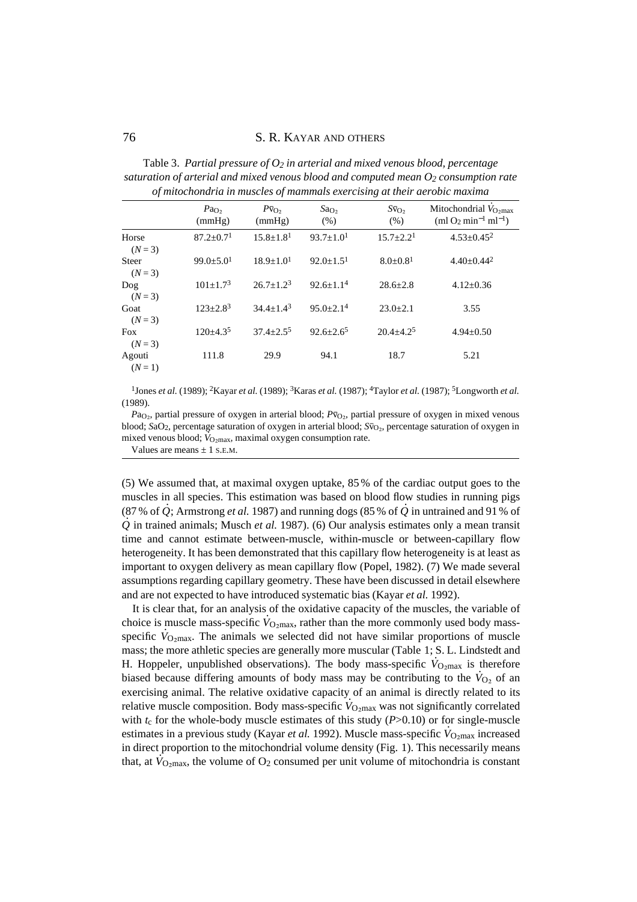Table 3. *Partial pressure of $O_2$ in arterial and mixed venous blood, percentage saturation of arterial and mixed venous blood and computed mean $O_2$ consumption rate of mitochondria in muscles of mammals exercising at their aerobic maxima*

| | $Pa_{O_2}$ (mmHg) | $P\bar{v}_{O_2}$ (mmHg) | $Sa_{O_2}$ (%) | $S\bar{v}_{O_2}$ (%) | Mitochondrial $\dot{V}_{O_2max}$ (ml $O_2$ min$^{-1}$ ml$^{-1}$) |
|---|---|---|---|---|---|
| Horse ($N=3$) | 87.2±0.7[1] | 15.8±1.8[1] | 93.7±1.0[1] | 15.7±2.2[1] | 4.53±0.45[2] |
| Steer ($N=3$) | 99.0±5.0[1] | 18.9±1.0[1] | 92.0±1.5[1] | 8.0±0.8[1] | 4.40±0.44[2] |
| Dog ($N=3$) | 101±1.7[3] | 26.7±1.2[3] | 92.6±1.1[4] | 28.6±2.8 | 4.12±0.36 |
| Goat ($N=3$) | 123±2.8[3] | 34.4±1.4[3] | 95.0±2.1[4] | 23.0±2.1 | 3.55 |
| Fox ($N=3$) | 120±4.3[5] | 37.4±2.5[5] | 92.6±2.6[5] | 20.4±4.2[5] | 4.94±0.50 |
| Agouti ($N=1$) | 111.8 | 29.9 | 94.1 | 18.7 | 5.21 |

[1]Jones *et al.* (1989); [2]Kayar *et al.* (1989); [3]Karas *et al.* (1987); [4]Taylor *et al.* (1987); [5]Longworth *et al.* (1989).

$Pa_{O_2}$, partial pressure of oxygen in arterial blood; $P\bar{v}_{O_2}$, partial pressure of oxygen in mixed venous blood; $SaO_2$, percentage saturation of oxygen in arterial blood; $S\bar{v}_{O_2}$, percentage saturation of oxygen in mixed venous blood; $\dot{V}_{O_2max}$, maximal oxygen consumption rate.

Values are means ± 1 S.E.M.

(5) We assumed that, at maximal oxygen uptake, 85 % of the cardiac output goes to the muscles in all species. This estimation was based on blood flow studies in running pigs (87 % of $\dot{Q}$; Armstrong *et al.* 1987) and running dogs (85 % of $\dot{Q}$ in untrained and 91 % of $\dot{Q}$ in trained animals; Musch *et al.* 1987). (6) Our analysis estimates only a mean transit time and cannot estimate between-muscle, within-muscle or between-capillary flow heterogeneity. It has been demonstrated that this capillary flow heterogeneity is at least as important to oxygen delivery as mean capillary flow (Popel, 1982). (7) We made several assumptions regarding capillary geometry. These have been discussed in detail elsewhere and are not expected to have introduced systematic bias (Kayar *et al.* 1992).

It is clear that, for an analysis of the oxidative capacity of the muscles, the variable of choice is muscle mass-specific $\dot{V}_{O_2max}$, rather than the more commonly used body mass-specific $\dot{V}_{O_2max}$. The animals we selected did not have similar proportions of muscle mass; the more athletic species are generally more muscular (Table 1; S. L. Lindstedt and H. Hoppeler, unpublished observations). The body mass-specific $\dot{V}_{O_2max}$ is therefore biased because differing amounts of body mass may be contributing to the $\dot{V}_{O_2}$ of an exercising animal. The relative oxidative capacity of an animal is directly related to its relative muscle composition. Body mass-specific $\dot{V}_{O_2max}$ was not significantly correlated with $t_c$ for the whole-body muscle estimates of this study ($P>0.10$) or for single-muscle estimates in a previous study (Kayar *et al.* 1992). Muscle mass-specific $\dot{V}_{O_2max}$ increased in direct proportion to the mitochondrial volume density (Fig. 1). This necessarily means that, at $\dot{V}_{O_2max}$, the volume of $O_2$ consumed per unit volume of mitochondria is constant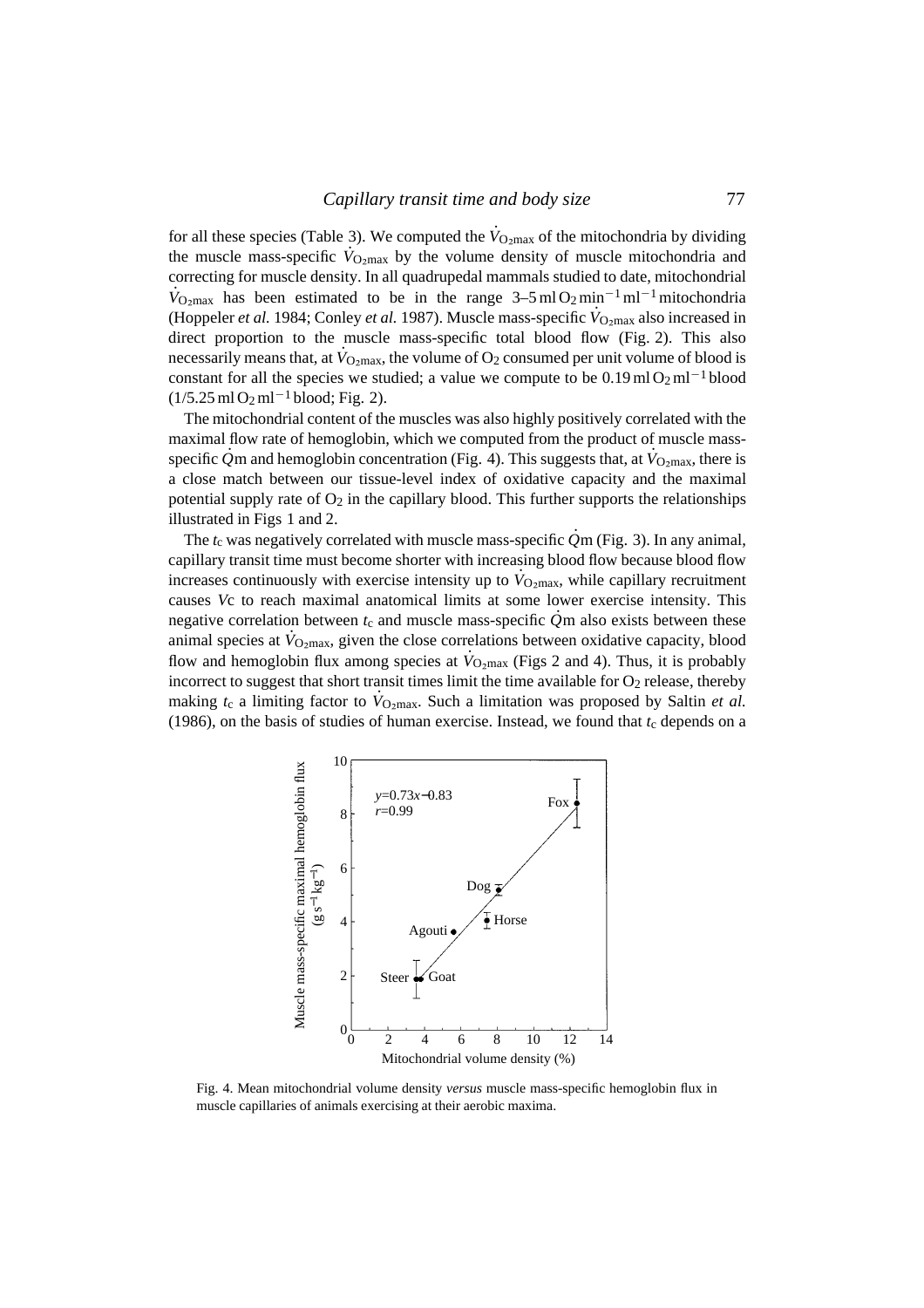for all these species (Table 3). We computed the $\dot{V}_{O_2max}$ of the mitochondria by dividing the muscle mass-specific $\dot{V}_{O_2max}$ by the volume density of muscle mitochondria and correcting for muscle density. In all quadrupedal mammals studied to date, mitochondrial $\dot{V}_{O_2max}$ has been estimated to be in the range 3–5 ml $O_2$ $min^{-1}$ $ml^{-1}$ mitochondria (Hoppeler *et al.* 1984; Conley *et al.* 1987). Muscle mass-specific $\dot{V}_{O_2max}$ also increased in direct proportion to the muscle mass-specific total blood flow (Fig. 2). This also necessarily means that, at $\dot{V}_{O_2max}$, the volume of $O_2$ consumed per unit volume of blood is constant for all the species we studied; a value we compute to be 0.19 ml $O_2$ $ml^{-1}$ blood (1/5.25 ml $O_2$ $ml^{-1}$ blood; Fig. 2).

The mitochondrial content of the muscles was also highly positively correlated with the maximal flow rate of hemoglobin, which we computed from the product of muscle mass-specific $\dot{Q}$m and hemoglobin concentration (Fig. 4). This suggests that, at $\dot{V}_{O_2max}$, there is a close match between our tissue-level index of oxidative capacity and the maximal potential supply rate of $O_2$ in the capillary blood. This further supports the relationships illustrated in Figs 1 and 2.

The $t_c$ was negatively correlated with muscle mass-specific $\dot{Q}$m (Fig. 3). In any animal, capillary transit time must become shorter with increasing blood flow because blood flow increases continuously with exercise intensity up to $\dot{V}_{O_2max}$, while capillary recruitment causes *V*c to reach maximal anatomical limits at some lower exercise intensity. This negative correlation between $t_c$ and muscle mass-specific $\dot{Q}$m also exists between these animal species at $\dot{V}_{O_2max}$, given the close correlations between oxidative capacity, blood flow and hemoglobin flux among species at $\dot{V}_{O_2max}$ (Figs 2 and 4). Thus, it is probably incorrect to suggest that short transit times limit the time available for $O_2$ release, thereby making $t_c$ a limiting factor to $\dot{V}_{O_2max}$. Such a limitation was proposed by Saltin *et al.* (1986), on the basis of studies of human exercise. Instead, we found that $t_c$ depends on a

Fig. 4. Mean mitochondrial volume density *versus* muscle mass-specific hemoglobin flux in muscle capillaries of animals exercising at their aerobic maxima.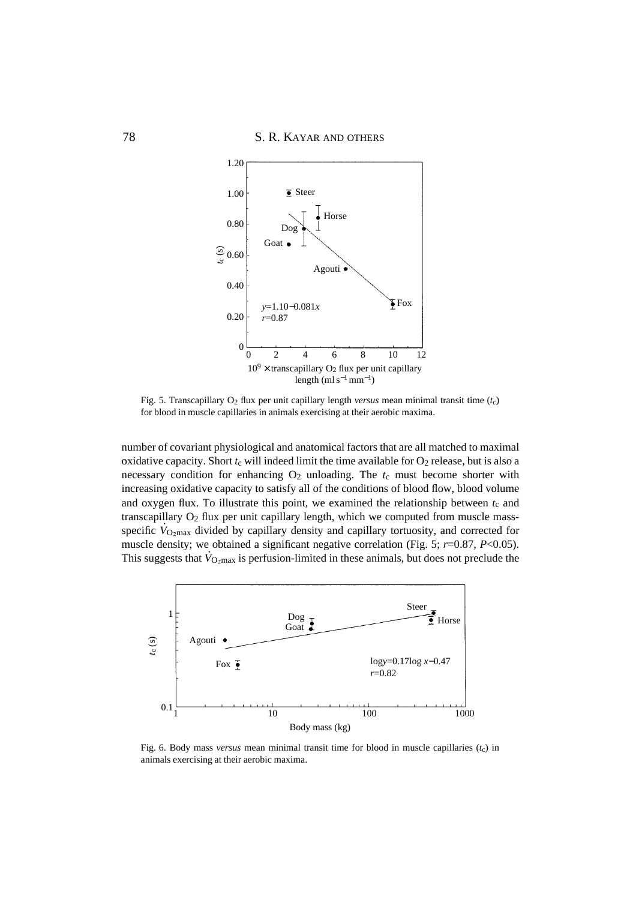Fig. 5. Transcapillary $O_2$ flux per unit capillary length *versus* mean minimal transit time ($t_c$) for blood in muscle capillaries in animals exercising at their aerobic maxima.

number of covariant physiological and anatomical factors that are all matched to maximal oxidative capacity. Short $t_c$ will indeed limit the time available for $O_2$ release, but is also a necessary condition for enhancing $O_2$ unloading. The $t_c$ must become shorter with increasing oxidative capacity to satisfy all of the conditions of blood flow, blood volume and oxygen flux. To illustrate this point, we examined the relationship between $t_c$ and transcapillary $O_2$ flux per unit capillary length, which we computed from muscle mass-specific $\dot{V}_{O_2max}$ divided by capillary density and capillary tortuosity, and corrected for muscle density; we obtained a significant negative correlation (Fig. 5; $r$=0.87, $P$<0.05). This suggests that $\dot{V}_{O_2max}$ is perfusion-limited in these animals, but does not preclude the

Fig. 6. Body mass *versus* mean minimal transit time for blood in muscle capillaries ($t_c$) in animals exercising at their aerobic maxima.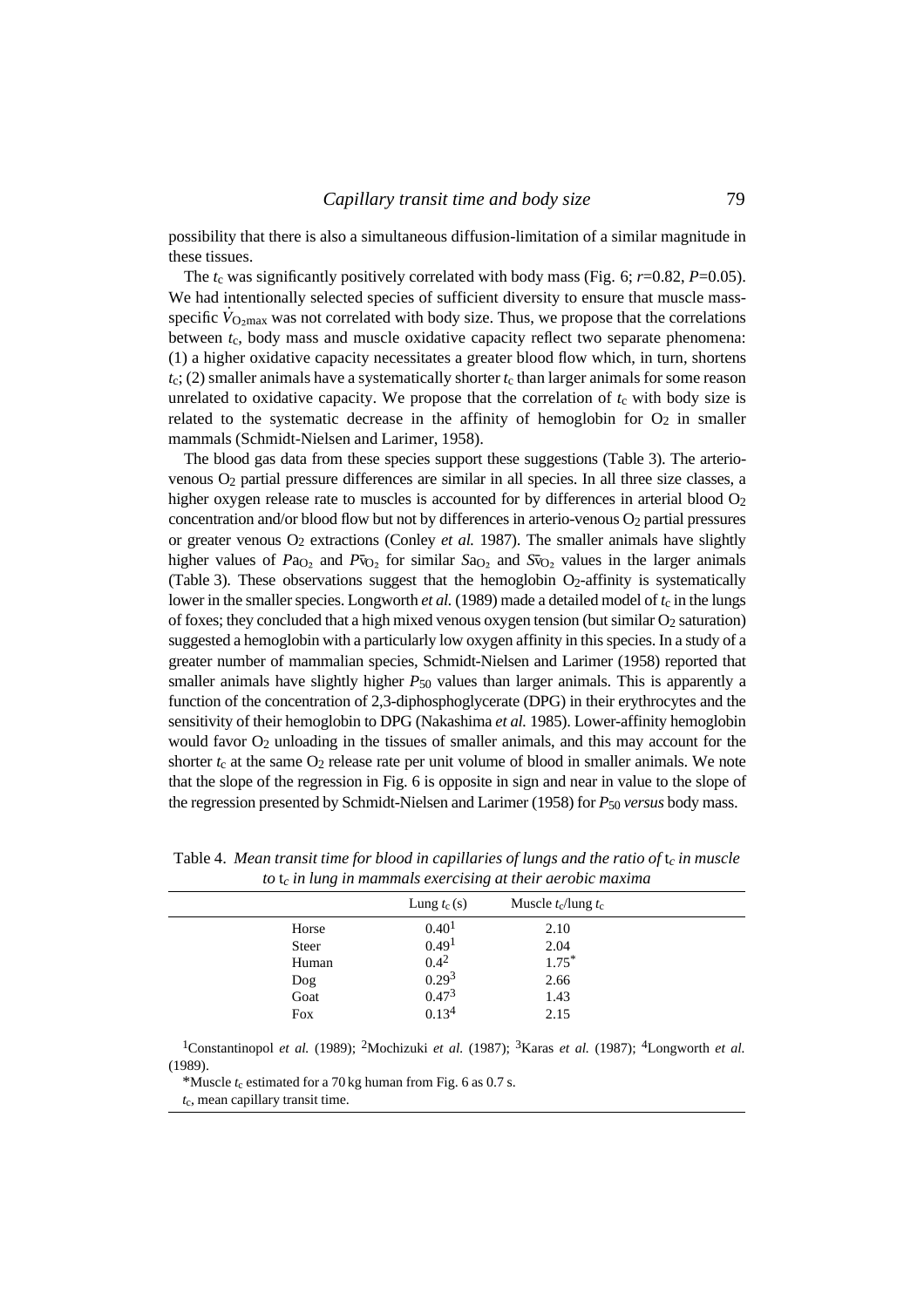possibility that there is also a simultaneous diffusion-limitation of a similar magnitude in these tissues.

The $t_c$ was significantly positively correlated with body mass (Fig. 6; $r$=0.82, $P$=0.05). We had intentionally selected species of sufficient diversity to ensure that muscle mass-specific $\dot{V}_{O_2max}$ was not correlated with body size. Thus, we propose that the correlations between $t_c$, body mass and muscle oxidative capacity reflect two separate phenomena: (1) a higher oxidative capacity necessitates a greater blood flow which, in turn, shortens $t_c$; (2) smaller animals have a systematically shorter $t_c$ than larger animals for some reason unrelated to oxidative capacity. We propose that the correlation of $t_c$ with body size is related to the systematic decrease in the affinity of hemoglobin for $O_2$ in smaller mammals (Schmidt-Nielsen and Larimer, 1958).

The blood gas data from these species support these suggestions (Table 3). The arterio-venous $O_2$ partial pressure differences are similar in all species. In all three size classes, a higher oxygen release rate to muscles is accounted for by differences in arterial blood $O_2$ concentration and/or blood flow but not by differences in arterio-venous $O_2$ partial pressures or greater venous $O_2$ extractions (Conley *et al.* 1987). The smaller animals have slightly higher values of $Pa_{O_2}$ and $P\bar{v}_{O_2}$ for similar $Sa_{O_2}$ and $S\bar{v}_{O_2}$ values in the larger animals (Table 3). These observations suggest that the hemoglobin $O_2$-affinity is systematically lower in the smaller species. Longworth *et al.* (1989) made a detailed model of $t_c$ in the lungs of foxes; they concluded that a high mixed venous oxygen tension (but similar $O_2$ saturation) suggested a hemoglobin with a particularly low oxygen affinity in this species. In a study of a greater number of mammalian species, Schmidt-Nielsen and Larimer (1958) reported that smaller animals have slightly higher $P_{50}$ values than larger animals. This is apparently a function of the concentration of 2,3-diphosphoglycerate (DPG) in their erythrocytes and the sensitivity of their hemoglobin to DPG (Nakashima *et al.* 1985). Lower-affinity hemoglobin would favor $O_2$ unloading in the tissues of smaller animals, and this may account for the shorter $t_c$ at the same $O_2$ release rate per unit volume of blood in smaller animals. We note that the slope of the regression in Fig. 6 is opposite in sign and near in value to the slope of the regression presented by Schmidt-Nielsen and Larimer (1958) for $P_{50}$ *versus* body mass.

Table 4. *Mean transit time for blood in capillaries of lungs and the ratio of* $t_c$ *in muscle to* $t_c$ *in lung in mammals exercising at their aerobic maxima*

| | Lung $t_c$ (s) | Muscle $t_c$/lung $t_c$ |
|---|---|---|
| Horse | 0.40[1] | 2.10 |
| Steer | 0.49[1] | 2.04 |
| Human | 0.4[2] | 1.75* |
| Dog | 0.29[3] | 2.66 |
| Goat | 0.47[3] | 1.43 |
| Fox | 0.13[4] | 2.15 |

[1]Constantinopol *et al.* (1989); [2]Mochizuki *et al.* (1987); [3]Karas *et al.* (1987); [4]Longworth *et al.* (1989).

*Muscle $t_c$ estimated for a 70 kg human from Fig. 6 as 0.7 s.

$t_c$, mean capillary transit time.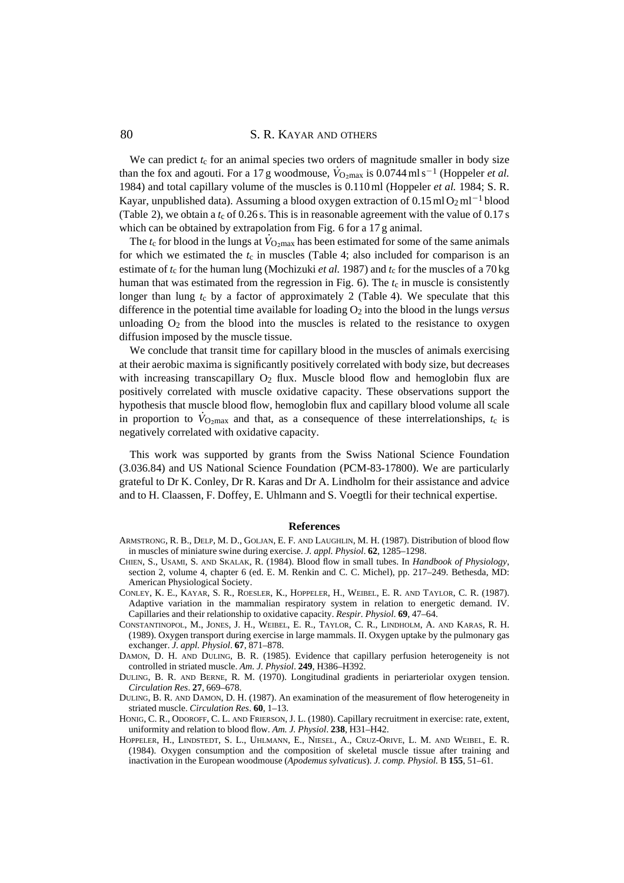We can predict $t_c$ for an animal species two orders of magnitude smaller in body size than the fox and agouti. For a 17 g woodmouse, $\dot{V}_{O_2max}$ is $0.0744\,ml\,s^{-1}$ (Hoppeler *et al.* 1984) and total capillary volume of the muscles is 0.110 ml (Hoppeler *et al.* 1984; S. R. Kayar, unpublished data). Assuming a blood oxygen extraction of $0.15\,ml\,O_2\,ml^{-1}$ blood (Table 2), we obtain a $t_c$ of 0.26 s. This is in reasonable agreement with the value of 0.17 s which can be obtained by extrapolation from Fig. 6 for a 17 g animal.

The $t_c$ for blood in the lungs at $\dot{V}_{O_2max}$ has been estimated for some of the same animals for which we estimated the $t_c$ in muscles (Table 4; also included for comparison is an estimate of $t_c$ for the human lung (Mochizuki *et al.* 1987) and $t_c$ for the muscles of a 70 kg human that was estimated from the regression in Fig. 6). The $t_c$ in muscle is consistently longer than lung $t_c$ by a factor of approximately 2 (Table 4). We speculate that this difference in the potential time available for loading $O_2$ into the blood in the lungs *versus* unloading $O_2$ from the blood into the muscles is related to the resistance to oxygen diffusion imposed by the muscle tissue.

We conclude that transit time for capillary blood in the muscles of animals exercising at their aerobic maxima is significantly positively correlated with body size, but decreases with increasing transcapillary $O_2$ flux. Muscle blood flow and hemoglobin flux are positively correlated with muscle oxidative capacity. These observations support the hypothesis that muscle blood flow, hemoglobin flux and capillary blood volume all scale in proportion to $\dot{V}_{O_2max}$ and that, as a consequence of these interrelationships, $t_c$ is negatively correlated with oxidative capacity.

This work was supported by grants from the Swiss National Science Foundation (3.036.84) and US National Science Foundation (PCM-83-17800). We are particularly grateful to Dr K. Conley, Dr R. Karas and Dr A. Lindholm for their assistance and advice and to H. Claassen, F. Doffey, E. Uhlmann and S. Voegtli for their technical expertise.

## References

ARMSTRONG, R. B., DELP, M. D., GOLJAN, E. F. AND LAUGHLIN, M. H. (1987). Distribution of blood flow in muscles of miniature swine during exercise. *J. appl. Physiol*. **62**, 1285–1298.

CHIEN, S., USAMI, S. AND SKALAK, R. (1984). Blood flow in small tubes. In *Handbook of Physiology*, section 2, volume 4, chapter 6 (ed. E. M. Renkin and C. C. Michel), pp. 217–249. Bethesda, MD: American Physiological Society.

CONLEY, K. E., KAYAR, S. R., ROESLER, K., HOPPELER, H., WEIBEL, E. R. AND TAYLOR, C. R. (1987). Adaptive variation in the mammalian respiratory system in relation to energetic demand. IV. Capillaries and their relationship to oxidative capacity. *Respir. Physiol.* **69**, 47–64.

CONSTANTINOPOL, M., JONES, J. H., WEIBEL, E. R., TAYLOR, C. R., LINDHOLM, A. AND KARAS, R. H. (1989). Oxygen transport during exercise in large mammals. II. Oxygen uptake by the pulmonary gas exchanger. *J. appl. Physiol*. **67**, 871–878.

DAMON, D. H. AND DULING, B. R. (1985). Evidence that capillary perfusion heterogeneity is not controlled in striated muscle. *Am. J. Physiol*. **249**, H386–H392.

DULING, B. R. AND BERNE, R. M. (1970). Longitudinal gradients in periarteriolar oxygen tension. *Circulation Res*. **27**, 669–678.

DULING, B. R. AND DAMON, D. H. (1987). An examination of the measurement of flow heterogeneity in striated muscle. *Circulation Res*. **60**, 1–13.

HONIG, C. R., ODOROFF, C. L. AND FRIERSON, J. L. (1980). Capillary recruitment in exercise: rate, extent, uniformity and relation to blood flow. *Am. J. Physiol*. **238**, H31–H42.

HOPPELER, H., LINDSTEDT, S. L., UHLMANN, E., NIESEL, A., CRUZ-ORIVE, L. M. AND WEIBEL, E. R. (1984). Oxygen consumption and the composition of skeletal muscle tissue after training and inactivation in the European woodmouse (*Apodemus sylvaticus*). *J. comp. Physiol.* B **155**, 51–61.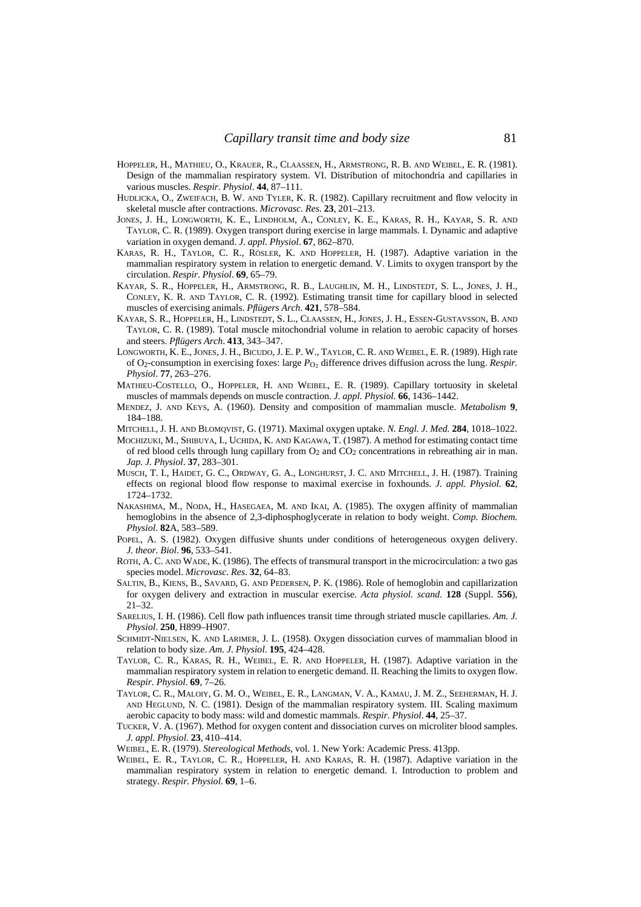HOPPELER, H., MATHIEU, O., KRAUER, R., CLAASSEN, H., ARMSTRONG, R. B. AND WEIBEL, E. R. (1981). Design of the mammalian respiratory system. VI. Distribution of mitochondria and capillaries in various muscles. *Respir. Physiol*. **44**, 87–111.

HUDLICKA, O., ZWEIFACH, B. W. AND TYLER, K. R. (1982). Capillary recruitment and flow velocity in skeletal muscle after contractions. *Microvasc. Res*. **23**, 201–213.

JONES, J. H., LONGWORTH, K. E., LINDHOLM, A., CONLEY, K. E., KARAS, R. H., KAYAR, S. R. AND TAYLOR, C. R. (1989). Oxygen transport during exercise in large mammals. I. Dynamic and adaptive variation in oxygen demand. *J. appl. Physiol*. **67**, 862–870.

KARAS, R. H., TAYLOR, C. R., RÖSLER, K. AND HOPPELER, H. (1987). Adaptive variation in the mammalian respiratory system in relation to energetic demand. V. Limits to oxygen transport by the circulation. *Respir. Physiol*. **69**, 65–79.

KAYAR, S. R., HOPPELER, H., ARMSTRONG, R. B., LAUGHLIN, M. H., LINDSTEDT, S. L., JONES, J. H., CONLEY, K. R. AND TAYLOR, C. R. (1992). Estimating transit time for capillary blood in selected muscles of exercising animals. *Pflügers Arch*. **421**, 578–584.

KAYAR, S. R., HOPPELER, H., LINDSTEDT, S. L., CLAASSEN, H., JONES, J. H., ESSEN-GUSTAVSSON, B. AND TAYLOR, C. R. (1989). Total muscle mitochondrial volume in relation to aerobic capacity of horses and steers. *Pflügers Arch*. **413**, 343–347.

LONGWORTH, K. E., JONES, J. H., BICUDO, J. E. P. W., TAYLOR, C. R. AND WEIBEL, E. R. (1989). High rate of $O_2$-consumption in exercising foxes: large $P_{O_2}$ difference drives diffusion across the lung. *Respir. Physiol*. **77**, 263–276.

MATHIEU-COSTELLO, O., HOPPELER, H. AND WEIBEL, E. R. (1989). Capillary tortuosity in skeletal muscles of mammals depends on muscle contraction. *J. appl. Physiol.* **66**, 1436–1442.

MENDEZ, J. AND KEYS, A. (1960). Density and composition of mammalian muscle. *Metabolism* **9**, 184–188.

MITCHELL, J. H. AND BLOMQVIST, G. (1971). Maximal oxygen uptake. *N. Engl. J. Med.* **284**, 1018–1022.

MOCHIZUKI, M., SHIBUYA, I., UCHIDA, K. AND KAGAWA, T. (1987). A method for estimating contact time of red blood cells through lung capillary from $O_2$ and $CO_2$ concentrations in rebreathing air in man. *Jap. J. Physiol*. **37**, 283–301.

MUSCH, T. I., HAIDET, G. C., ORDWAY, G. A., LONGHURST, J. C. AND MITCHELL, J. H. (1987). Training effects on regional blood flow response to maximal exercise in foxhounds. *J. appl. Physiol*. **62**, 1724–1732.

NAKASHIMA, M., NODA, H., HASEGAEA, M. AND IKAI, A. (1985). The oxygen affinity of mammalian hemoglobins in the absence of 2,3-diphosphoglycerate in relation to body weight. *Comp. Biochem. Physiol*. **82**A, 583–589.

POPEL, A. S. (1982). Oxygen diffusive shunts under conditions of heterogeneous oxygen delivery. *J. theor. Biol*. **96**, 533–541.

ROTH, A. C. AND WADE, K. (1986). The effects of transmural transport in the microcirculation: a two gas species model. *Microvasc. Res*. **32**, 64–83.

SALTIN, B., KIENS, B., SAVARD, G. AND PEDERSEN, P. K. (1986). Role of hemoglobin and capillarization for oxygen delivery and extraction in muscular exercise. *Acta physiol. scand*. **128** (Suppl. **556**), 21–32.

SARELIUS, I. H. (1986). Cell flow path influences transit time through striated muscle capillaries. *Am. J. Physiol*. **250**, H899–H907.

SCHMIDT-NIELSEN, K. AND LARIMER, J. L. (1958). Oxygen dissociation curves of mammalian blood in relation to body size. *Am. J. Physiol.* **195**, 424–428.

TAYLOR, C. R., KARAS, R. H., WEIBEL, E. R. AND HOPPELER, H. (1987). Adaptive variation in the mammalian respiratory system in relation to energetic demand. II. Reaching the limits to oxygen flow. *Respir. Physiol*. **69**, 7–26.

TAYLOR, C. R., MALOIY, G. M. O., WEIBEL, E. R., LANGMAN, V. A., KAMAU, J. M. Z., SEEHERMAN, H. J. AND HEGLUND, N. C. (1981). Design of the mammalian respiratory system. III. Scaling maximum aerobic capacity to body mass: wild and domestic mammals. *Respir. Physiol*. **44**, 25–37.

TUCKER, V. A. (1967). Method for oxygen content and dissociation curves on microliter blood samples. *J. appl. Physiol*. **23**, 410–414.

WEIBEL, E. R. (1979). *Stereological Methods*, vol. 1. New York: Academic Press. 413pp.

WEIBEL, E. R., TAYLOR, C. R., HOPPELER, H. AND KARAS, R. H. (1987). Adaptive variation in the mammalian respiratory system in relation to energetic demand. I. Introduction to problem and strategy. *Respir. Physiol*. **69**, 1–6.